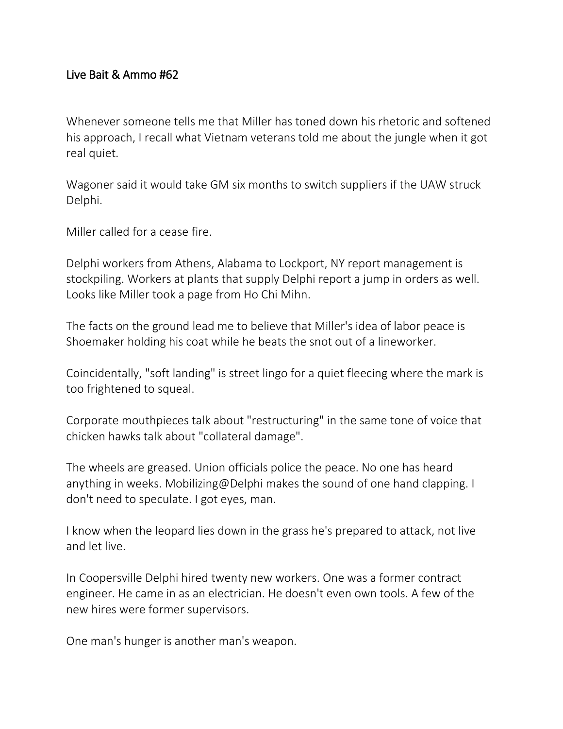# Live Bait & Ammo #62

Whenever someone tells me that Miller has toned down his rhetoric and softened his approach, I recall what Vietnam veterans told me about the jungle when it got real quiet.

Wagoner said it would take GM six months to switch suppliers if the UAW struck Delphi.

Miller called for a cease fire.

Delphi workers from Athens, Alabama to Lockport, NY report management is stockpiling. Workers at plants that supply Delphi report a jump in orders as well. Looks like Miller took a page from Ho Chi Mihn.

The facts on the ground lead me to believe that Miller's idea of labor peace is Shoemaker holding his coat while he beats the snot out of a lineworker.

Coincidentally, "soft landing" is street lingo for a quiet fleecing where the mark is too frightened to squeal.

Corporate mouthpieces talk about "restructuring" in the same tone of voice that chicken hawks talk about "collateral damage".

The wheels are greased. Union officials police the peace. No one has heard anything in weeks. Mobilizing@Delphi makes the sound of one hand clapping. I don't need to speculate. I got eyes, man.

I know when the leopard lies down in the grass he's prepared to attack, not live and let live.

In Coopersville Delphi hired twenty new workers. One was a former contract engineer. He came in as an electrician. He doesn't even own tools. A few of the new hires were former supervisors.

One man's hunger is another man's weapon.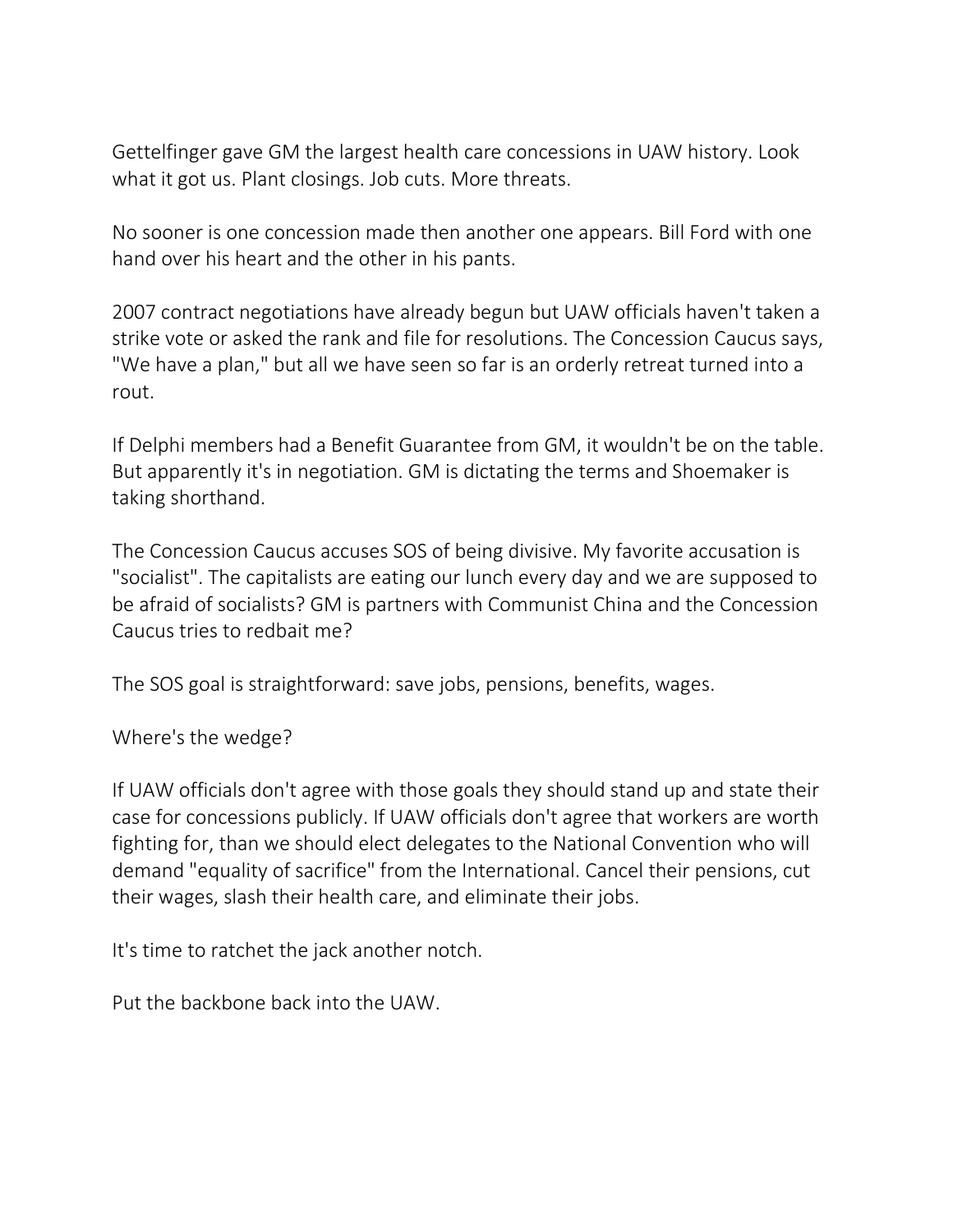Gettelfinger gave GM the largest health care concessions in UAW history. Look what it got us. Plant closings. Job cuts. More threats.

No sooner is one concession made then another one appears. Bill Ford with one hand over his heart and the other in his pants.

2007 contract negotiations have already begun but UAW officials haven't taken a strike vote or asked the rank and file for resolutions. The Concession Caucus says, "We have a plan," but all we have seen so far is an orderly retreat turned into a rout.

If Delphi members had a Benefit Guarantee from GM, it wouldn't be on the table. But apparently it's in negotiation. GM is dictating the terms and Shoemaker is taking shorthand.

The Concession Caucus accuses SOS of being divisive. My favorite accusation is "socialist". The capitalists are eating our lunch every day and we are supposed to be afraid of socialists? GM is partners with Communist China and the Concession Caucus tries to redbait me?

The SOS goal is straightforward: save jobs, pensions, benefits, wages.

Where's the wedge?

If UAW officials don't agree with those goals they should stand up and state their case for concessions publicly. If UAW officials don't agree that workers are worth fighting for, than we should elect delegates to the National Convention who will demand "equality of sacrifice" from the International. Cancel their pensions, cut their wages, slash their health care, and eliminate their jobs.

It's time to ratchet the jack another notch.

Put the backbone back into the UAW.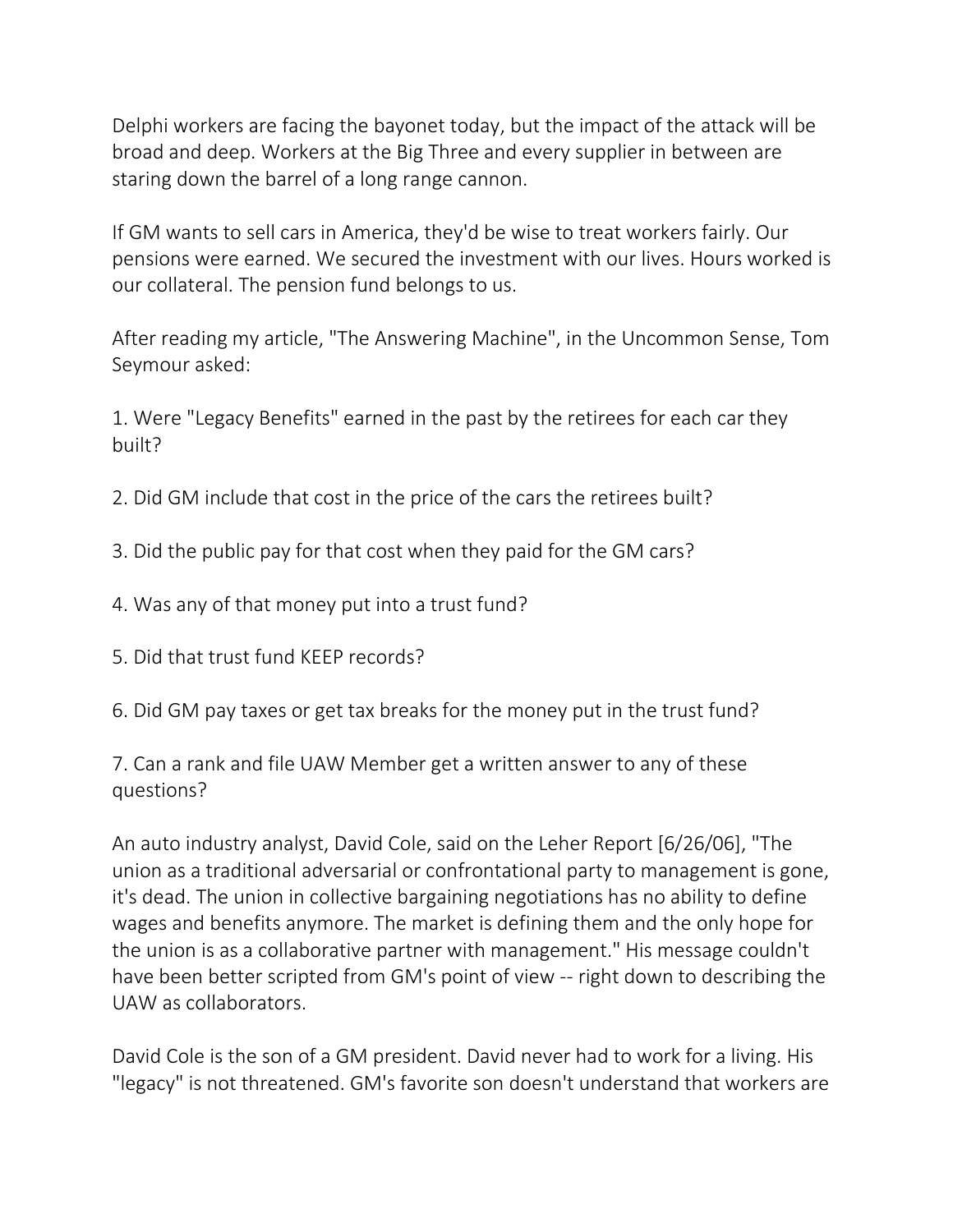Delphi workers are facing the bayonet today, but the impact of the attack will be broad and deep. Workers at the Big Three and every supplier in between are staring down the barrel of a long range cannon.

If GM wants to sell cars in America, they'd be wise to treat workers fairly. Our pensions were earned. We secured the investment with our lives. Hours worked is our collateral. The pension fund belongs to us.

After reading my article, "The Answering Machine", in the Uncommon Sense, Tom Seymour asked:

1. Were "Legacy Benefits" earned in the past by the retirees for each car they built?

2. Did GM include that cost in the price of the cars the retirees built?

3. Did the public pay for that cost when they paid for the GM cars?

4. Was any of that money put into a trust fund?

5. Did that trust fund KEEP records?

6. Did GM pay taxes or get tax breaks for the money put in the trust fund?

7. Can a rank and file UAW Member get a written answer to any of these questions?

An auto industry analyst, David Cole, said on the Leher Report [6/26/06], "The union as a traditional adversarial or confrontational party to management is gone, it's dead. The union in collective bargaining negotiations has no ability to define wages and benefits anymore. The market is defining them and the only hope for the union is as a collaborative partner with management." His message couldn't have been better scripted from GM's point of view -- right down to describing the UAW as collaborators.

David Cole is the son of a GM president. David never had to work for a living. His "legacy" is not threatened. GM's favorite son doesn't understand that workers are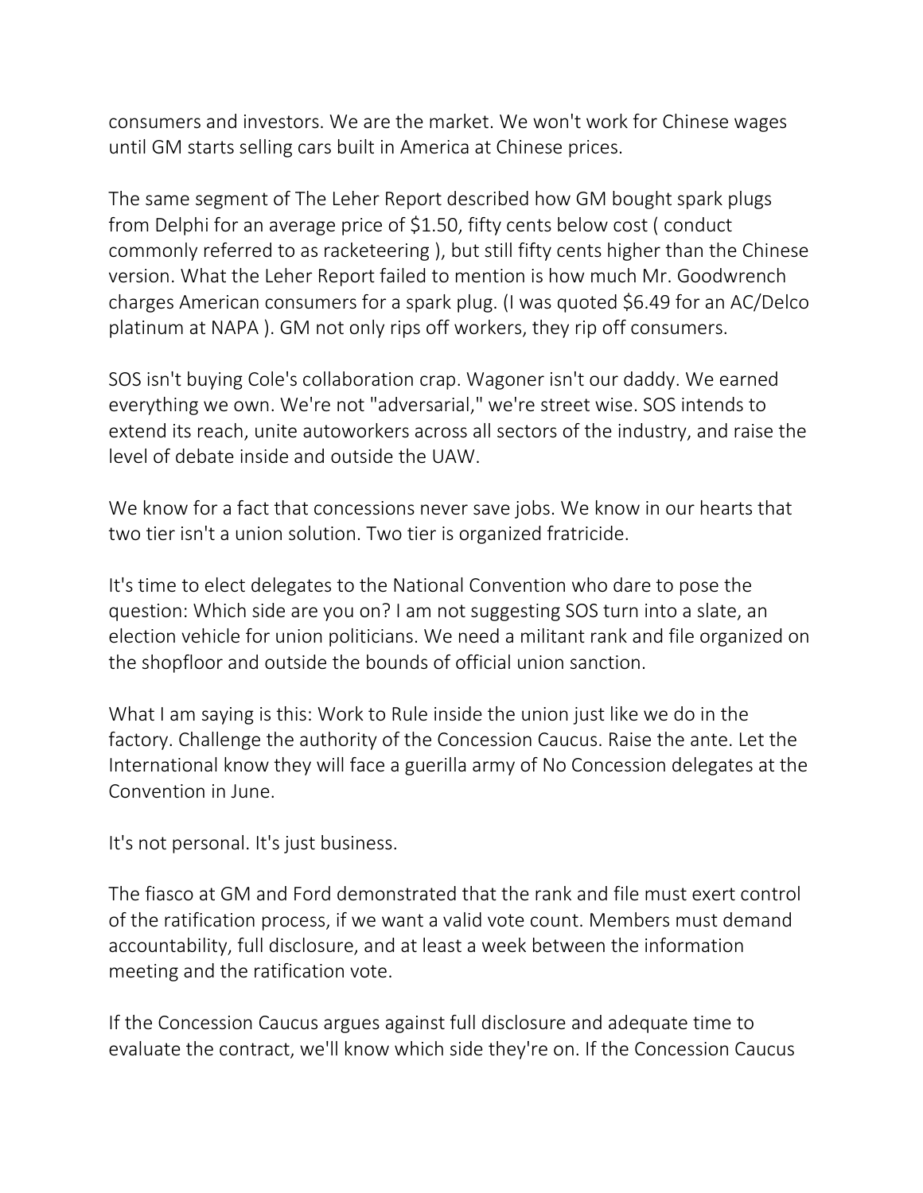consumers and investors. We are the market. We won't work for Chinese wages until GM starts selling cars built in America at Chinese prices.

The same segment of The Leher Report described how GM bought spark plugs from Delphi for an average price of $1.50, fifty cents below cost ( conduct commonly referred to as racketeering ), but still fifty cents higher than the Chinese version. What the Leher Report failed to mention is how much Mr. Goodwrench charges American consumers for a spark plug. (I was quoted $6.49 for an AC/Delco platinum at NAPA ). GM not only rips off workers, they rip off consumers.

SOS isn't buying Cole's collaboration crap. Wagoner isn't our daddy. We earned everything we own. We're not "adversarial," we're street wise. SOS intends to extend its reach, unite autoworkers across all sectors of the industry, and raise the level of debate inside and outside the UAW.

We know for a fact that concessions never save jobs. We know in our hearts that two tier isn't a union solution. Two tier is organized fratricide.

It's time to elect delegates to the National Convention who dare to pose the question: Which side are you on? I am not suggesting SOS turn into a slate, an election vehicle for union politicians. We need a militant rank and file organized on the shopfloor and outside the bounds of official union sanction.

What I am saying is this: Work to Rule inside the union just like we do in the factory. Challenge the authority of the Concession Caucus. Raise the ante. Let the International know they will face a guerilla army of No Concession delegates at the Convention in June.

It's not personal. It's just business.

The fiasco at GM and Ford demonstrated that the rank and file must exert control of the ratification process, if we want a valid vote count. Members must demand accountability, full disclosure, and at least a week between the information meeting and the ratification vote.

If the Concession Caucus argues against full disclosure and adequate time to evaluate the contract, we'll know which side they're on. If the Concession Caucus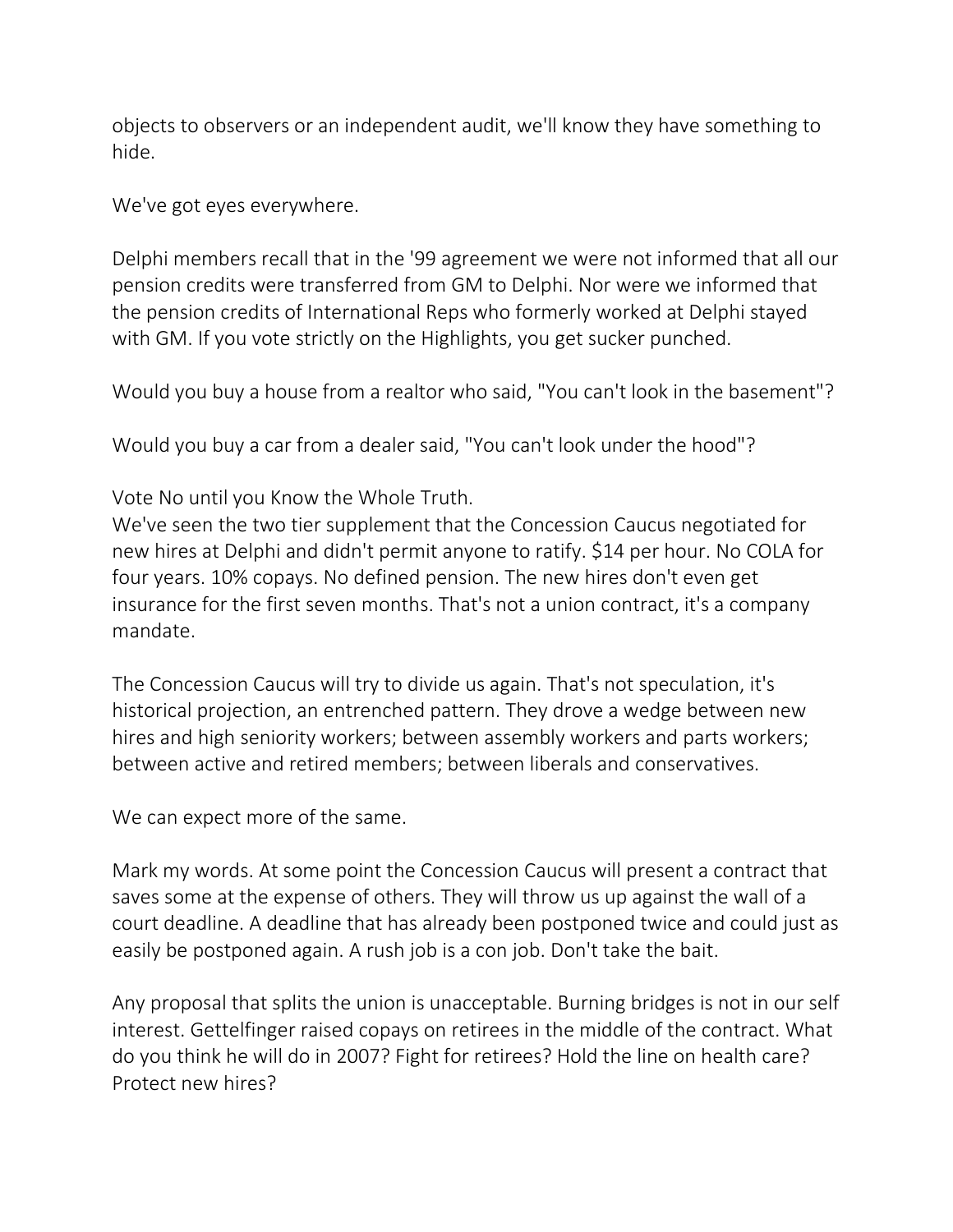objects to observers or an independent audit, we'll know they have something to hide.

We've got eyes everywhere.

Delphi members recall that in the '99 agreement we were not informed that all our pension credits were transferred from GM to Delphi. Nor were we informed that the pension credits of International Reps who formerly worked at Delphi stayed with GM. If you vote strictly on the Highlights, you get sucker punched.

Would you buy a house from a realtor who said, "You can't look in the basement"?

Would you buy a car from a dealer said, "You can't look under the hood"?

Vote No until you Know the Whole Truth.
We've seen the two tier supplement that the Concession Caucus negotiated for new hires at Delphi and didn't permit anyone to ratify. $14 per hour. No COLA for four years. 10% copays. No defined pension. The new hires don't even get insurance for the first seven months. That's not a union contract, it's a company mandate.

The Concession Caucus will try to divide us again. That's not speculation, it's historical projection, an entrenched pattern. They drove a wedge between new hires and high seniority workers; between assembly workers and parts workers; between active and retired members; between liberals and conservatives.

We can expect more of the same.

Mark my words. At some point the Concession Caucus will present a contract that saves some at the expense of others. They will throw us up against the wall of a court deadline. A deadline that has already been postponed twice and could just as easily be postponed again. A rush job is a con job. Don't take the bait.

Any proposal that splits the union is unacceptable. Burning bridges is not in our self interest. Gettelfinger raised copays on retirees in the middle of the contract. What do you think he will do in 2007? Fight for retirees? Hold the line on health care? Protect new hires?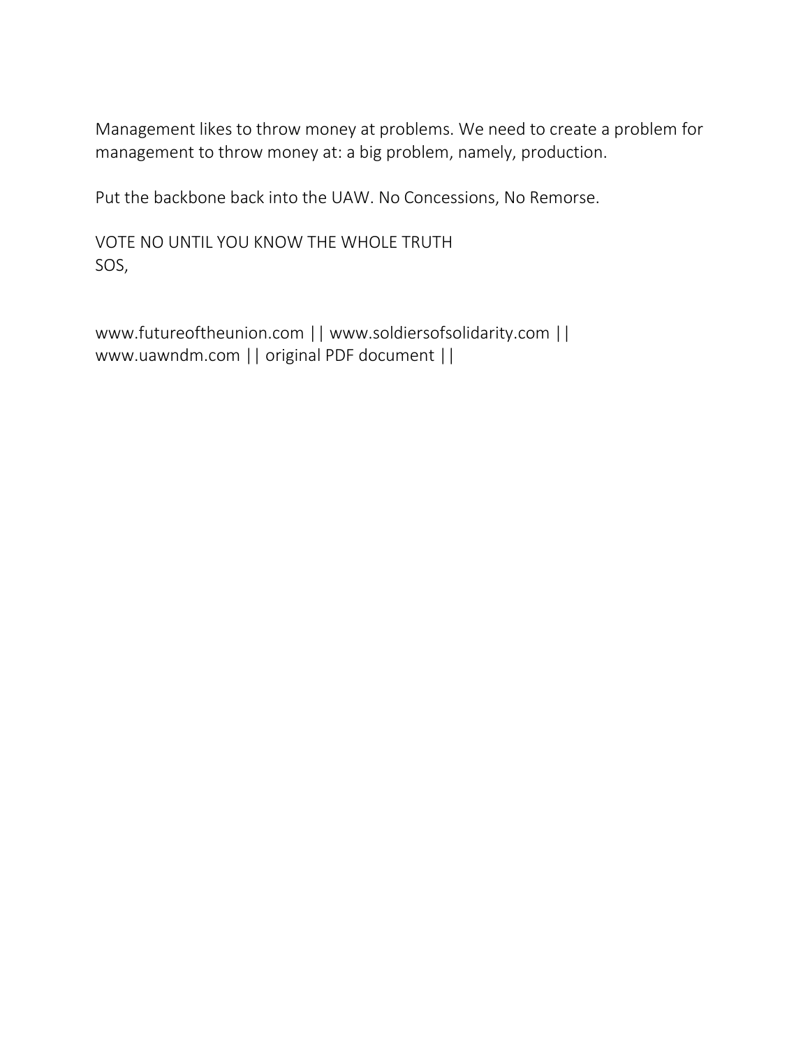Management likes to throw money at problems. We need to create a problem for management to throw money at: a big problem, namely, production.

Put the backbone back into the UAW. No Concessions, No Remorse.

VOTE NO UNTIL YOU KNOW THE WHOLE TRUTH
SOS,

www.futureoftheunion.com || www.soldiersofsolidarity.com || www.uawndm.com || original PDF document ||